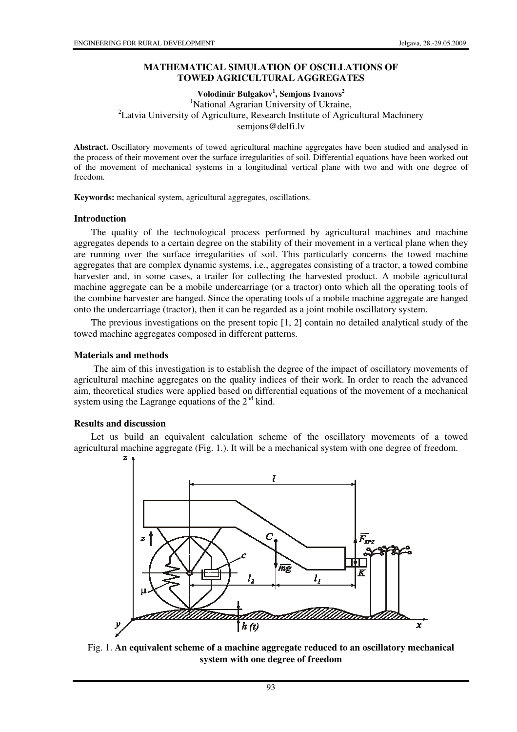# MATHEMATICAL SIMULATION OF OSCILLATIONS OF TOWED AGRICULTURAL AGGREGATES

**Volodimir Bulgakov[1], Semjons Ivanovs[2]**

[1]National Agrarian University of Ukraine,
[2]Latvia University of Agriculture, Research Institute of Agricultural Machinery
semjons@delfi.lv

**Abstract.** Oscillatory movements of towed agricultural machine aggregates have been studied and analysed in the process of their movement over the surface irregularities of soil. Differential equations have been worked out of the movement of mechanical systems in a longitudinal vertical plane with two and with one degree of freedom.

**Keywords:** mechanical system, agricultural aggregates, oscillations.

## Introduction

The quality of the technological process performed by agricultural machines and machine aggregates depends to a certain degree on the stability of their movement in a vertical plane when they are running over the surface irregularities of soil. This particularly concerns the towed machine aggregates that are complex dynamic systems, i.e., aggregates consisting of a tractor, a towed combine harvester and, in some cases, a trailer for collecting the harvested product. A mobile agricultural machine aggregate can be a mobile undercarriage (or a tractor) onto which all the operating tools of the combine harvester are hanged. Since the operating tools of a mobile machine aggregate are hanged onto the undercarriage (tractor), then it can be regarded as a joint mobile oscillatory system.

The previous investigations on the present topic [1, 2] contain no detailed analytical study of the towed machine aggregates composed in different patterns.

## Materials and methods

The aim of this investigation is to establish the degree of the impact of oscillatory movements of agricultural machine aggregates on the quality indices of their work. In order to reach the advanced aim, theoretical studies were applied based on differential equations of the movement of a mechanical system using the Lagrange equations of the 2[nd] kind.

## Results and discussion

Let us build an equivalent calculation scheme of the oscillatory movements of a towed agricultural machine aggregate (Fig. 1.). It will be a mechanical system with one degree of freedom.

Fig. 1. **An equivalent scheme of a machine aggregate reduced to an oscillatory mechanical system with one degree of freedom**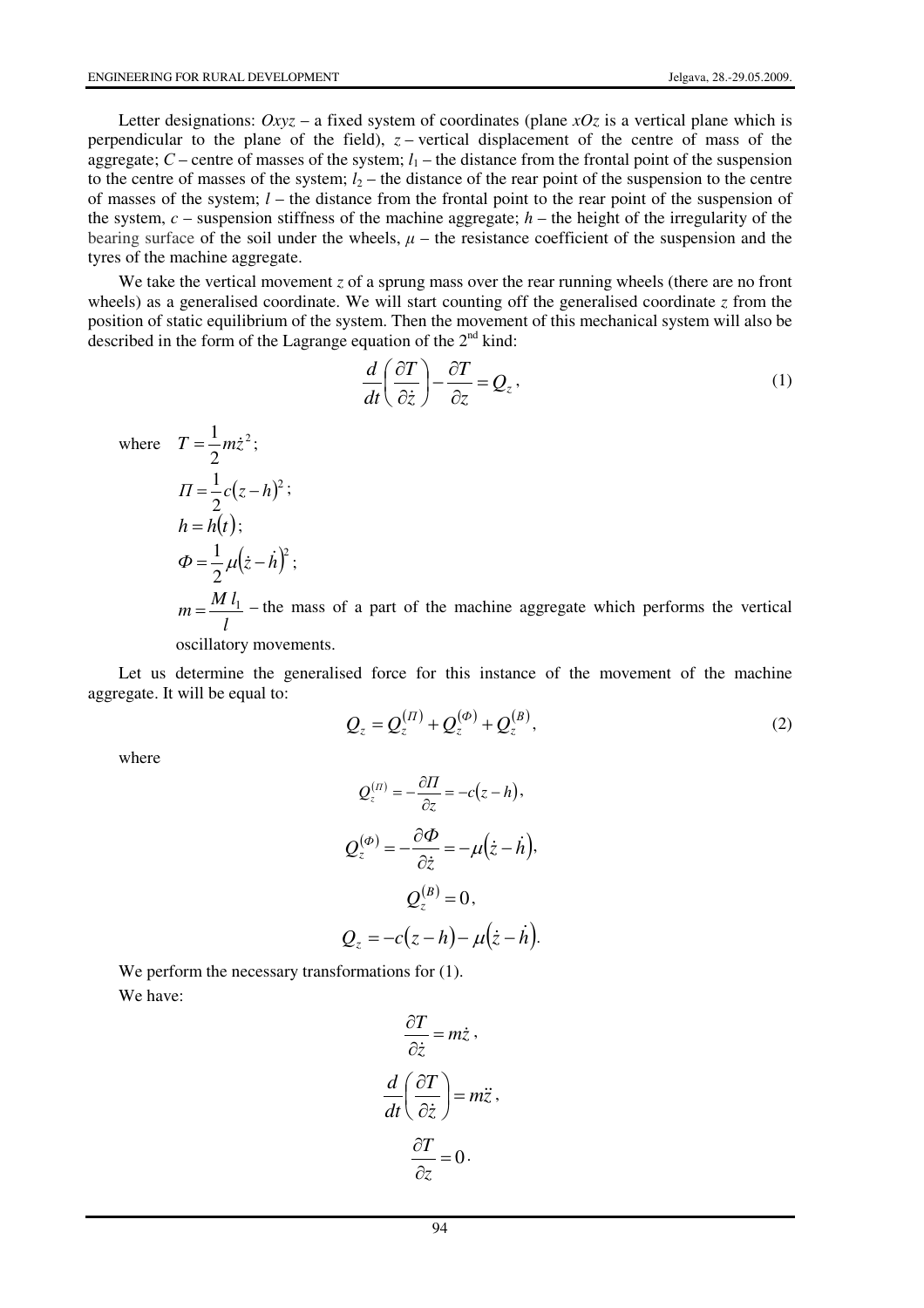Letter designations: $Oxyz$ – a fixed system of coordinates (plane $xOz$ is a vertical plane which is perpendicular to the plane of the field), $z$ – vertical displacement of the centre of mass of the aggregate; $C$ – centre of masses of the system; $l_1$ – the distance from the frontal point of the suspension to the centre of masses of the system; $l_2$ – the distance of the rear point of the suspension to the centre of masses of the system; $l$ – the distance from the frontal point to the rear point of the suspension of the system, $c$ – suspension stiffness of the machine aggregate; $h$ – the height of the irregularity of the bearing surface of the soil under the wheels, $\mu$ – the resistance coefficient of the suspension and the tyres of the machine aggregate.

We take the vertical movement $z$ of a sprung mass over the rear running wheels (there are no front wheels) as a generalised coordinate. We will start counting off the generalised coordinate $z$ from the position of static equilibrium of the system. Then the movement of this mechanical system will also be described in the form of the Lagrange equation of the 2[nd] kind:

$$\frac{d}{dt}\left(\frac{\partial T}{\partial \dot{z}}\right) - \frac{\partial T}{\partial z} = Q_z , \tag{1}$$

where $T = \frac{1}{2} m \dot{z}^2$;

$\Pi = \frac{1}{2} c (z - h)^2$;

$h = h(t)$;

$\Phi = \frac{1}{2} \mu (\dot{z} - \dot{h})^2$;

$m = \frac{M\, l_1}{l}$ – the mass of a part of the machine aggregate which performs the vertical oscillatory movements.

Let us determine the generalised force for this instance of the movement of the machine aggregate. It will be equal to:

$$Q_z = Q_z^{(\Pi)} + Q_z^{(\Phi)} + Q_z^{(B)}, \tag{2}$$

where

$$Q_z^{(\Pi)} = -\frac{\partial \Pi}{\partial z} = -c(z - h),$$

$$Q_z^{(\Phi)} = -\frac{\partial \Phi}{\partial \dot{z}} = -\mu(\dot{z} - \dot{h}),$$

$$Q_z^{(B)} = 0,$$

$$Q_z = -c(z - h) - \mu(\dot{z} - \dot{h}).$$

We perform the necessary transformations for (1).

We have:

$$\frac{\partial T}{\partial \dot{z}} = m\dot{z},$$

$$\frac{d}{dt}\left(\frac{\partial T}{\partial \dot{z}}\right) = m\ddot{z},$$

$$\frac{\partial T}{\partial z} = 0.$$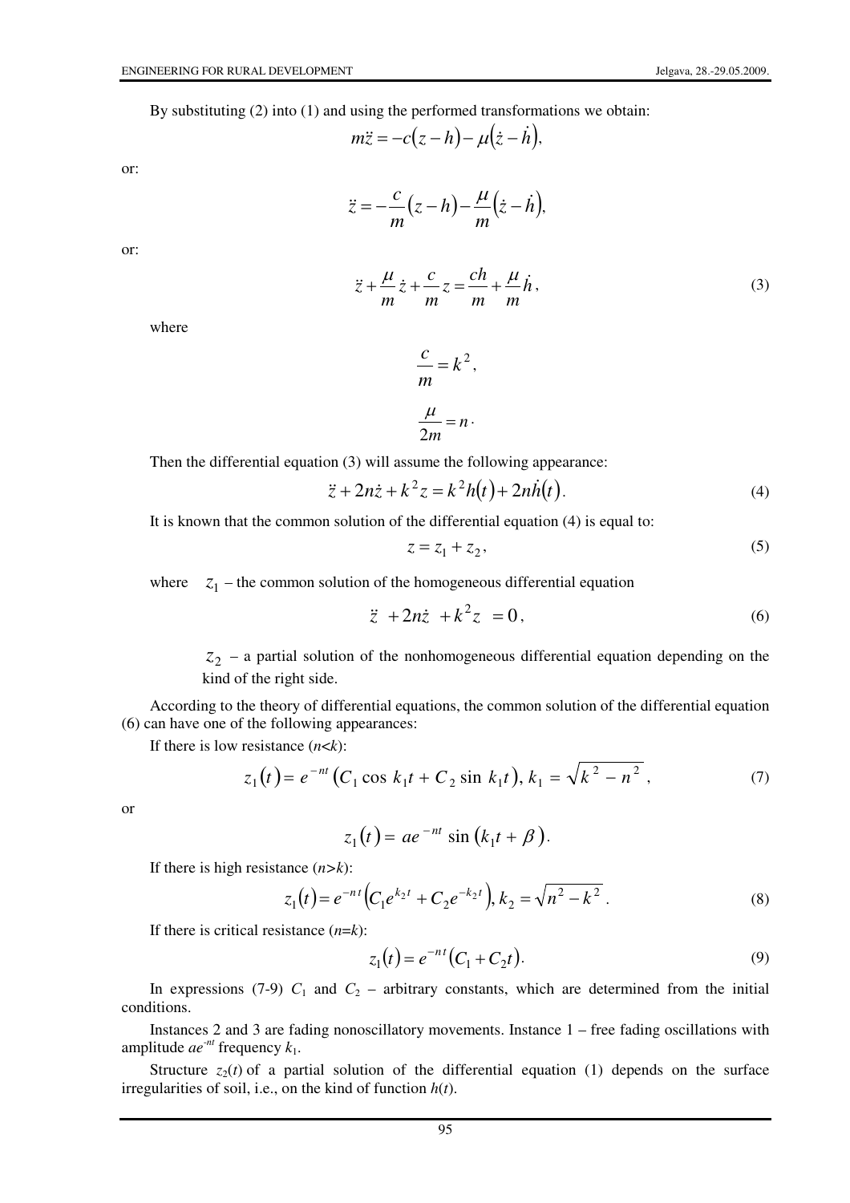By substituting (2) into (1) and using the performed transformations we obtain:

$$m\ddot{z} = -c(z-h) - \mu(\dot{z} - \dot{h}),$$

or:

$$\ddot{z} = -\frac{c}{m}(z-h) - \frac{\mu}{m}(\dot{z} - \dot{h}),$$

or:

$$\ddot{z} + \frac{\mu}{m}\dot{z} + \frac{c}{m}z = \frac{ch}{m} + \frac{\mu}{m}\dot{h}, \tag{3}$$

where

$$\frac{c}{m} = k^2,$$

$$\frac{\mu}{2m} = n \cdot$$

Then the differential equation (3) will assume the following appearance:

$$\ddot{z} + 2n\dot{z} + k^2 z = k^2 h(t) + 2n\dot{h}(t). \tag{4}$$

It is known that the common solution of the differential equation (4) is equal to:

$$z = z_1 + z_2, \tag{5}$$

where $z_1$ – the common solution of the homogeneous differential equation

$$\ddot{z} + 2n\dot{z} + k^2 z = 0, \tag{6}$$

$z_2$ – a partial solution of the nonhomogeneous differential equation depending on the kind of the right side.

According to the theory of differential equations, the common solution of the differential equation (6) can have one of the following appearances:

If there is low resistance ($n<k$):

$$z_1(t) = e^{-nt}\left(C_1 \cos k_1 t + C_2 \sin k_1 t\right),\ k_1 = \sqrt{k^2 - n^2}, \tag{7}$$

or

$$z_1(t) = ae^{-nt}\sin\left(k_1 t + \beta\right).$$

If there is high resistance ($n>k$):

$$z_1(t) = e^{-nt}\left(C_1 e^{k_2 t} + C_2 e^{-k_2 t}\right),\ k_2 = \sqrt{n^2 - k^2}. \tag{8}$$

If there is critical resistance ($n=k$):

$$z_1(t) = e^{-nt}\left(C_1 + C_2 t\right). \tag{9}$$

In expressions (7-9) $C_1$ and $C_2$ – arbitrary constants, which are determined from the initial conditions.

Instances 2 and 3 are fading nonoscillatory movements. Instance 1 – free fading oscillations with amplitude $ae^{-nt}$ frequency $k_1$.

Structure $z_2(t)$ of a partial solution of the differential equation (1) depends on the surface irregularities of soil, i.e., on the kind of function $h(t)$.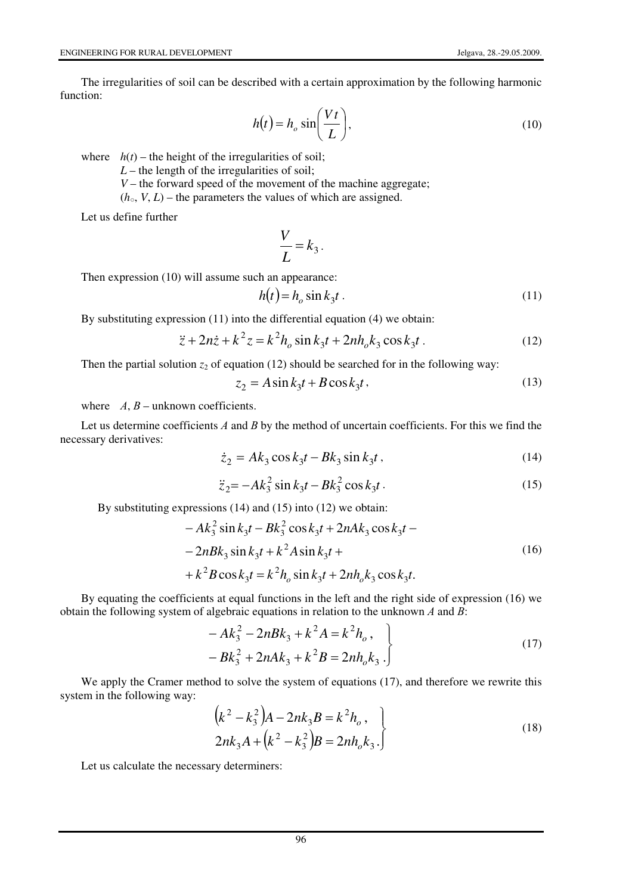The irregularities of soil can be described with a certain approximation by the following harmonic function:

$$h(t) = h_o \sin\left(\frac{V\,t}{L}\right), \tag{10}$$

where $h(t)$ – the height of the irregularities of soil;
$L$ – the length of the irregularities of soil;
$V$ – the forward speed of the movement of the machine aggregate;
($h_\circ$, $V$, $L$) – the parameters the values of which are assigned.

Let us define further

$$\frac{V}{L} = k_3 .$$

Then expression (10) will assume such an appearance:

$$h(t) = h_o \sin k_3 t . \tag{11}$$

By substituting expression (11) into the differential equation (4) we obtain:

$$\ddot{z} + 2n\dot{z} + k^2 z = k^2 h_o \sin k_3 t + 2nh_o k_3 \cos k_3 t . \tag{12}$$

Then the partial solution $z_2$ of equation (12) should be searched for in the following way:

$$z_2 = A \sin k_3 t + B \cos k_3 t , \tag{13}$$

where $A$, $B$ – unknown coefficients.

Let us determine coefficients $A$ and $B$ by the method of uncertain coefficients. For this we find the necessary derivatives:

$$\dot{z}_2 = Ak_3 \cos k_3 t - Bk_3 \sin k_3 t , \tag{14}$$

$$\ddot{z}_2 = -Ak_3^2 \sin k_3 t - Bk_3^2 \cos k_3 t . \tag{15}$$

By substituting expressions (14) and (15) into (12) we obtain:

$$\begin{aligned} &- Ak_3^2 \sin k_3 t - Bk_3^2 \cos k_3 t + 2nAk_3 \cos k_3 t - \\ &- 2nBk_3 \sin k_3 t + k^2 A \sin k_3 t + \\ &+ k^2 B \cos k_3 t = k^2 h_o \sin k_3 t + 2nh_o k_3 \cos k_3 t. \end{aligned} \tag{16}$$

By equating the coefficients at equal functions in the left and the right side of expression (16) we obtain the following system of algebraic equations in relation to the unknown $A$ and $B$:

$$\left.\begin{aligned} &- Ak_3^2 - 2nBk_3 + k^2 A = k^2 h_o , \\ &- Bk_3^2 + 2nAk_3 + k^2 B = 2nh_o k_3 . \end{aligned}\right\} \tag{17}$$

We apply the Cramer method to solve the system of equations (17), and therefore we rewrite this system in the following way:

$$\left.\begin{aligned} &\left(k^2 - k_3^2\right)A - 2nk_3 B = k^2 h_o , \\ &2nk_3 A + \left(k^2 - k_3^2\right)B = 2nh_o k_3 . \end{aligned}\right\} \tag{18}$$

Let us calculate the necessary determiners: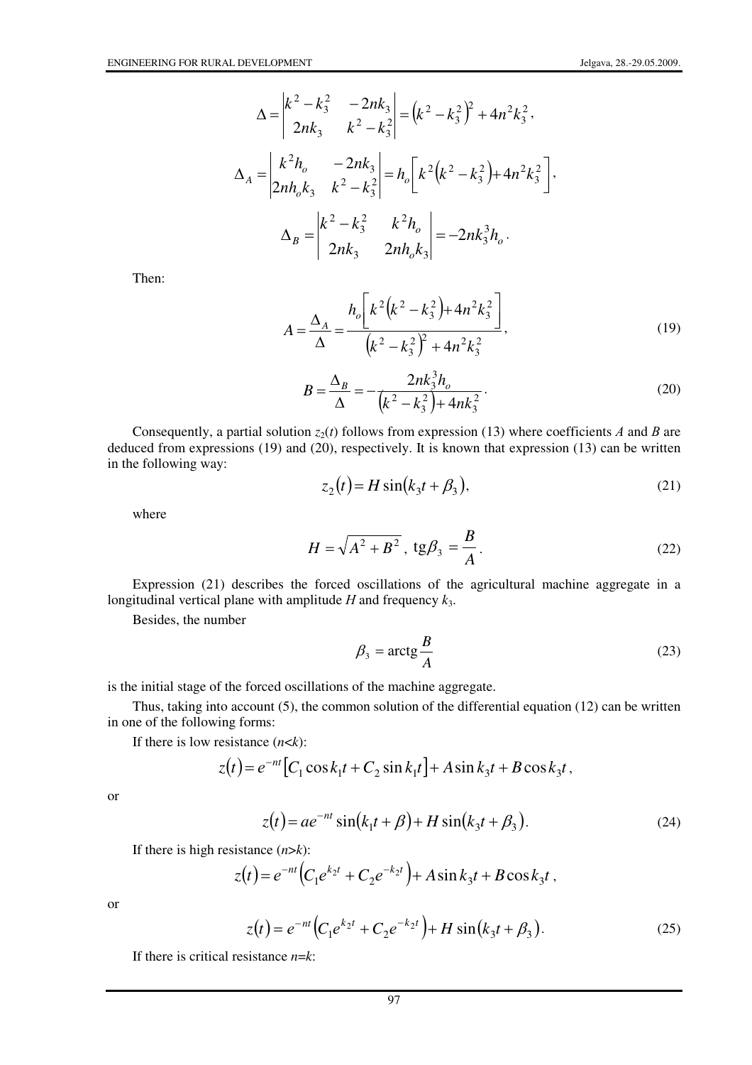$$\Delta = \begin{vmatrix} k^2 - k_3^2 & -2nk_3 \\ 2nk_3 & k^2 - k_3^2 \end{vmatrix} = \left(k^2 - k_3^2\right)^2 + 4n^2k_3^2,$$

$$\Delta_A = \begin{vmatrix} k^2 h_o & -2nk_3 \\ 2nh_o k_3 & k^2 - k_3^2 \end{vmatrix} = h_o \left[ k^2\left(k^2 - k_3^2\right) + 4n^2k_3^2 \right],$$

$$\Delta_B = \begin{vmatrix} k^2 - k_3^2 & k^2 h_o \\ 2nk_3 & 2nh_o k_3 \end{vmatrix} = -2nk_3^3 h_o.$$

Then:

$$A = \frac{\Delta_A}{\Delta} = \frac{h_o\left[ k^2\left(k^2 - k_3^2\right) + 4n^2k_3^2 \right]}{\left(k^2 - k_3^2\right)^2 + 4n^2k_3^2}, \tag{19}$$

$$B = \frac{\Delta_B}{\Delta} = -\frac{2nk_3^3 h_o}{\left(k^2 - k_3^2\right) + 4nk_3^2}. \tag{20}$$

Consequently, a partial solution $z_2(t)$ follows from expression (13) where coefficients $A$ and $B$ are deduced from expressions (19) and (20), respectively. It is known that expression (13) can be written in the following way:

$$z_2(t) = H\sin\left(k_3 t + \beta_3\right), \tag{21}$$

where

$$H = \sqrt{A^2 + B^2}, \ \operatorname{tg}\beta_3 = \frac{B}{A}. \tag{22}$$

Expression (21) describes the forced oscillations of the agricultural machine aggregate in a longitudinal vertical plane with amplitude $H$ and frequency $k_3$.

Besides, the number

$$\beta_3 = \operatorname{arctg}\frac{B}{A} \tag{23}$$

is the initial stage of the forced oscillations of the machine aggregate.

Thus, taking into account (5), the common solution of the differential equation (12) can be written in one of the following forms:

If there is low resistance ($n<k$):

$$z(t) = e^{-nt}\left[C_1\cos k_1 t + C_2 \sin k_1 t\right] + A\sin k_3 t + B\cos k_3 t,$$

or

$$z(t) = ae^{-nt}\sin\left(k_1 t + \beta\right) + H\sin\left(k_3 t + \beta_3\right). \tag{24}$$

If there is high resistance ($n>k$):

$$z(t) = e^{-nt}\left(C_1 e^{k_2 t} + C_2 e^{-k_2 t}\right) + A\sin k_3 t + B\cos k_3 t,$$

or

$$z(t) = e^{-nt}\left(C_1 e^{k_2 t} + C_2 e^{-k_2 t}\right) + H\sin\left(k_3 t + \beta_3\right). \tag{25}$$

If there is critical resistance $n=k$: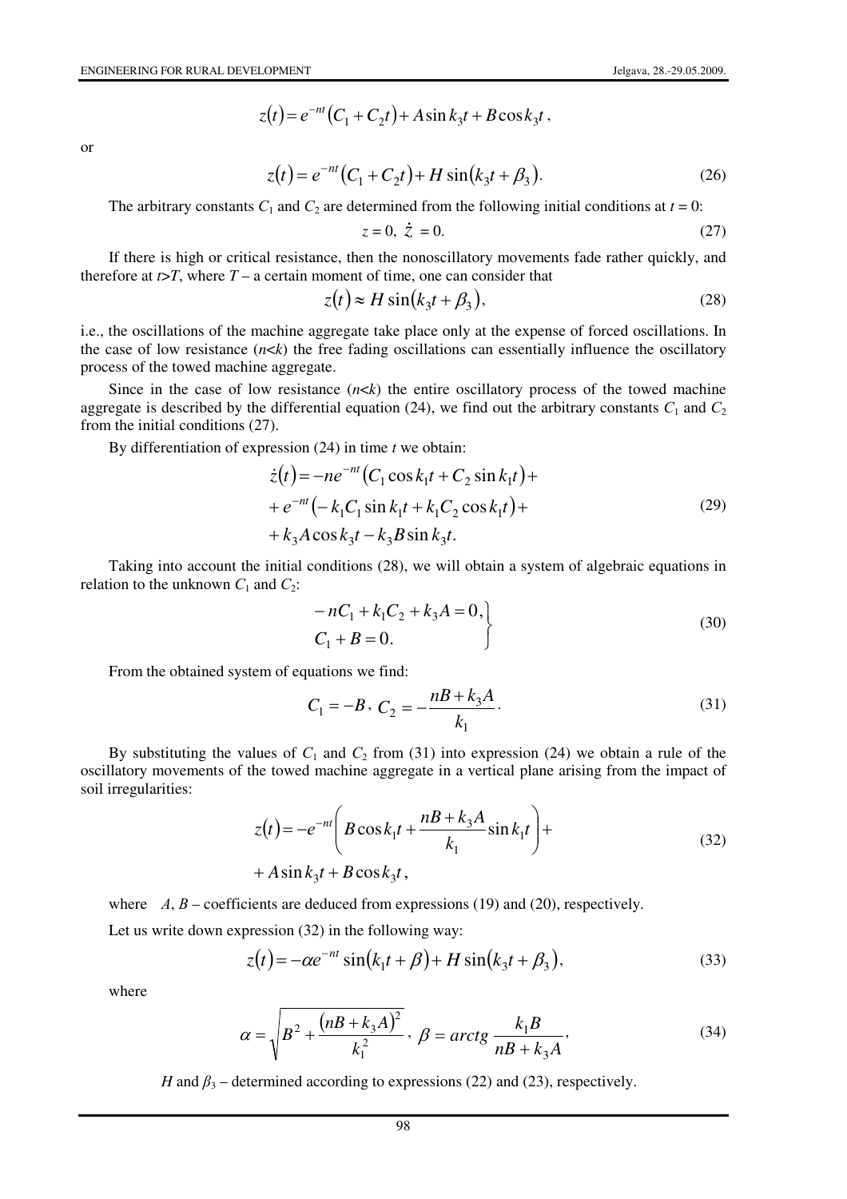$$z(t) = e^{-nt}(C_1 + C_2 t) + A\sin k_3 t + B\cos k_3 t\,,$$

or

$$z(t) = e^{-nt}(C_1 + C_2 t) + H\sin(k_3 t + \beta_3). \tag{26}$$

The arbitrary constants $C_1$ and $C_2$ are determined from the following initial conditions at $t = 0$:

$$z = 0,\ \dot{z} = 0. \tag{27}$$

If there is high or critical resistance, then the nonoscillatory movements fade rather quickly, and therefore at $t>T$, where $T$ – a certain moment of time, one can consider that

$$z(t) \approx H\sin(k_3 t + \beta_3), \tag{28}$$

i.e., the oscillations of the machine aggregate take place only at the expense of forced oscillations. In the case of low resistance ($n<k$) the free fading oscillations can essentially influence the oscillatory process of the towed machine aggregate.

Since in the case of low resistance ($n<k$) the entire oscillatory process of the towed machine aggregate is described by the differential equation (24), we find out the arbitrary constants $C_1$ and $C_2$ from the initial conditions (27).

By differentiation of expression (24) in time $t$ we obtain:

$$\begin{aligned}\dot{z}(t) &= -ne^{-nt}(C_1\cos k_1 t + C_2\sin k_1 t) + \\ &+ e^{-nt}(-k_1 C_1 \sin k_1 t + k_1 C_2 \cos k_1 t) + \\ &+ k_3 A\cos k_3 t - k_3 B\sin k_3 t.\end{aligned} \tag{29}$$

Taking into account the initial conditions (28), we will obtain a system of algebraic equations in relation to the unknown $C_1$ and $C_2$:

$$\left.\begin{aligned}&-nC_1 + k_1 C_2 + k_3 A = 0,\\ &C_1 + B = 0.\end{aligned}\right\} \tag{30}$$

From the obtained system of equations we find:

$$C_1 = -B\,,\ C_2 = -\frac{nB + k_3 A}{k_1}. \tag{31}$$

By substituting the values of $C_1$ and $C_2$ from (31) into expression (24) we obtain a rule of the oscillatory movements of the towed machine aggregate in a vertical plane arising from the impact of soil irregularities:

$$\begin{aligned}z(t) &= -e^{-nt}\left(B\cos k_1 t + \frac{nB + k_3 A}{k_1}\sin k_1 t\right) + \\ &+ A\sin k_3 t + B\cos k_3 t\,,\end{aligned} \tag{32}$$

where $A$, $B$ – coefficients are deduced from expressions (19) and (20), respectively.

Let us write down expression (32) in the following way:

$$z(t) = -\alpha e^{-nt}\sin(k_1 t + \beta) + H\sin(k_3 t + \beta_3), \tag{33}$$

where

$$\alpha = \sqrt{B^2 + \frac{(nB + k_3 A)^2}{k_1^2}}\,,\ \beta = arctg\,\frac{k_1 B}{nB + k_3 A}, \tag{34}$$

$H$ and $\beta_3$ – determined according to expressions (22) and (23), respectively.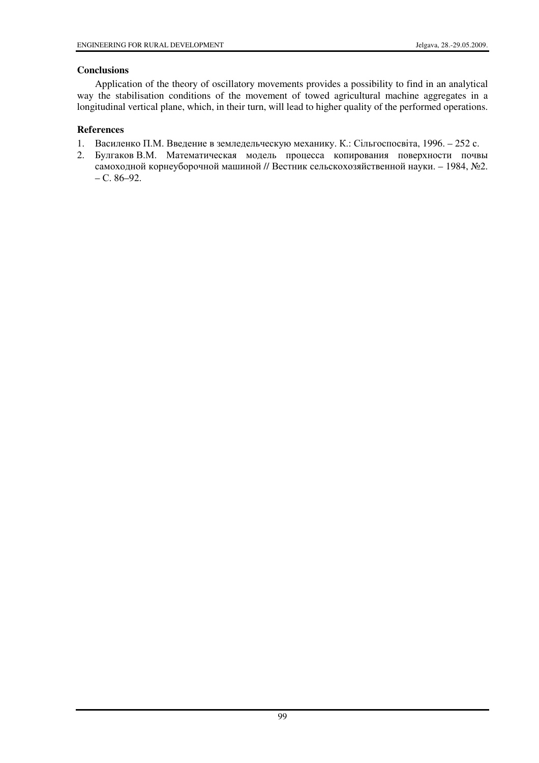## Conclusions

Application of the theory of oscillatory movements provides a possibility to find in an analytical way the stabilisation conditions of the movement of towed agricultural machine aggregates in a longitudinal vertical plane, which, in their turn, will lead to higher quality of the performed operations.

## References

1. Василенко П.М. Введение в земледельческую механику. К.: Сільгоспосвіта, 1996. – 252 с.
2. Булгаков В.М. Математическая модель процесса копирования поверхности почвы самоходной корнеуборочной машиной // Вестник сельскохозяйственной науки. – 1984, №2. – С. 86–92.